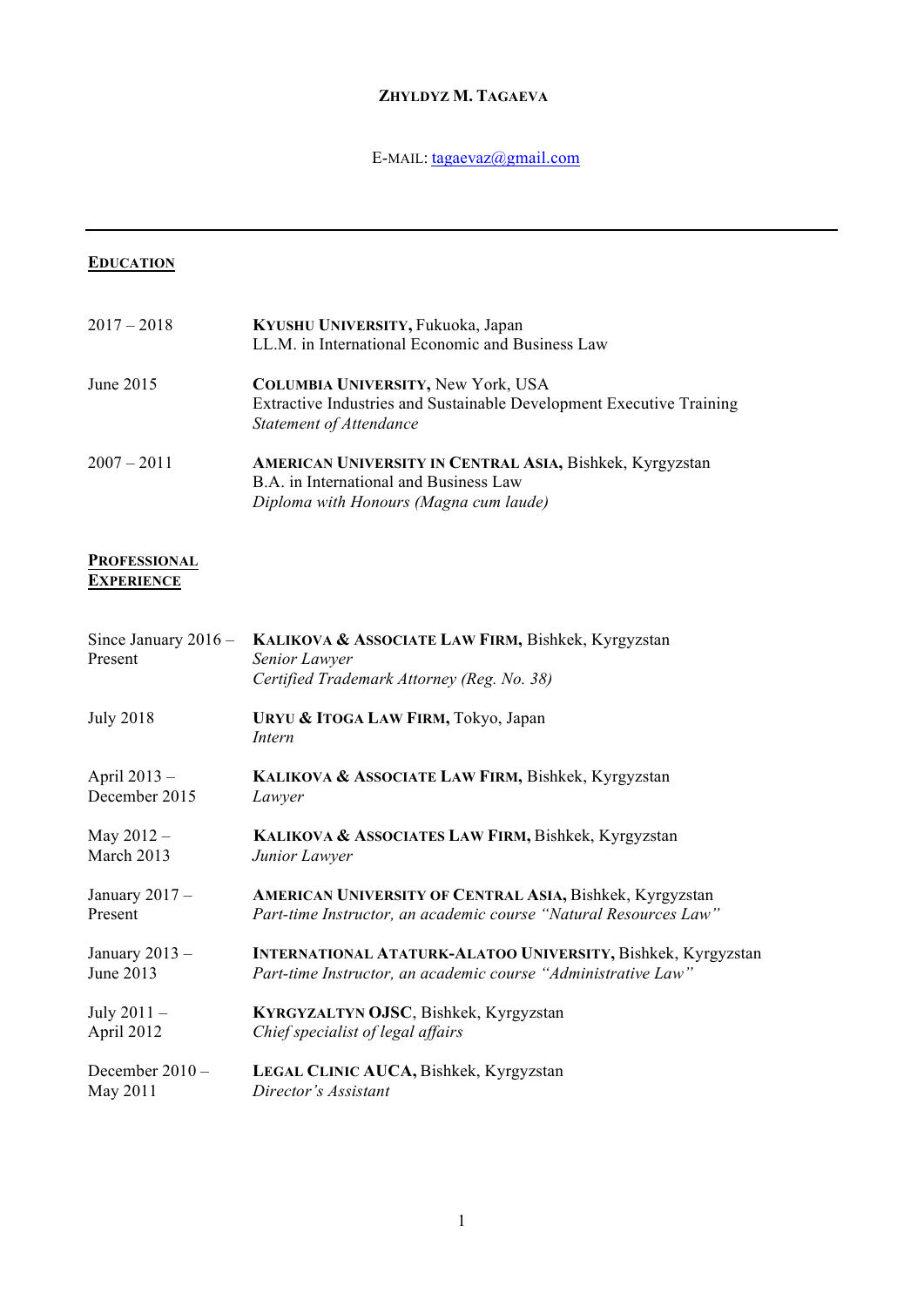**ZHYLDYZ M. TAGAEVA**

E-MAIL: [tagaevaz@gmail.com](mailto:tagaevaz@gmail.com)

---

## EDUCATION

| | |
|---|---|
| 2017 – 2018 | **KYUSHU UNIVERSITY,** Fukuoka, Japan<br>LL.M. in International Economic and Business Law |
| June 2015 | **COLUMBIA UNIVERSITY,** New York, USA<br>Extractive Industries and Sustainable Development Executive Training<br>*Statement of Attendance* |
| 2007 – 2011 | **AMERICAN UNIVERSITY IN CENTRAL ASIA,** Bishkek, Kyrgyzstan<br>B.A. in International and Business Law<br>*Diploma with Honours (Magna cum laude)* |

## PROFESSIONAL EXPERIENCE

| | |
|---|---|
| Since January 2016 – Present | **KALIKOVA & ASSOCIATE LAW FIRM,** Bishkek, Kyrgyzstan<br>*Senior Lawyer*<br>*Certified Trademark Attorney (Reg. No. 38)* |
| July 2018 | **URYU & ITOGA LAW FIRM,** Tokyo, Japan<br>*Intern* |
| April 2013 – December 2015 | **KALIKOVA & ASSOCIATE LAW FIRM,** Bishkek, Kyrgyzstan<br>*Lawyer* |
| May 2012 – March 2013 | **KALIKOVA & ASSOCIATES LAW FIRM,** Bishkek, Kyrgyzstan<br>*Junior Lawyer* |
| January 2017 – Present | **AMERICAN UNIVERSITY OF CENTRAL ASIA,** Bishkek, Kyrgyzstan<br>*Part-time Instructor, an academic course "Natural Resources Law"* |
| January 2013 – June 2013 | **INTERNATIONAL ATATURK-ALATOO UNIVERSITY,** Bishkek, Kyrgyzstan<br>*Part-time Instructor, an academic course "Administrative Law"* |
| July 2011 – April 2012 | **KYRGYZALTYN OJSC**, Bishkek, Kyrgyzstan<br>*Chief specialist of legal affairs* |
| December 2010 – May 2011 | **LEGAL CLINIC AUCA,** Bishkek, Kyrgyzstan<br>*Director's Assistant* |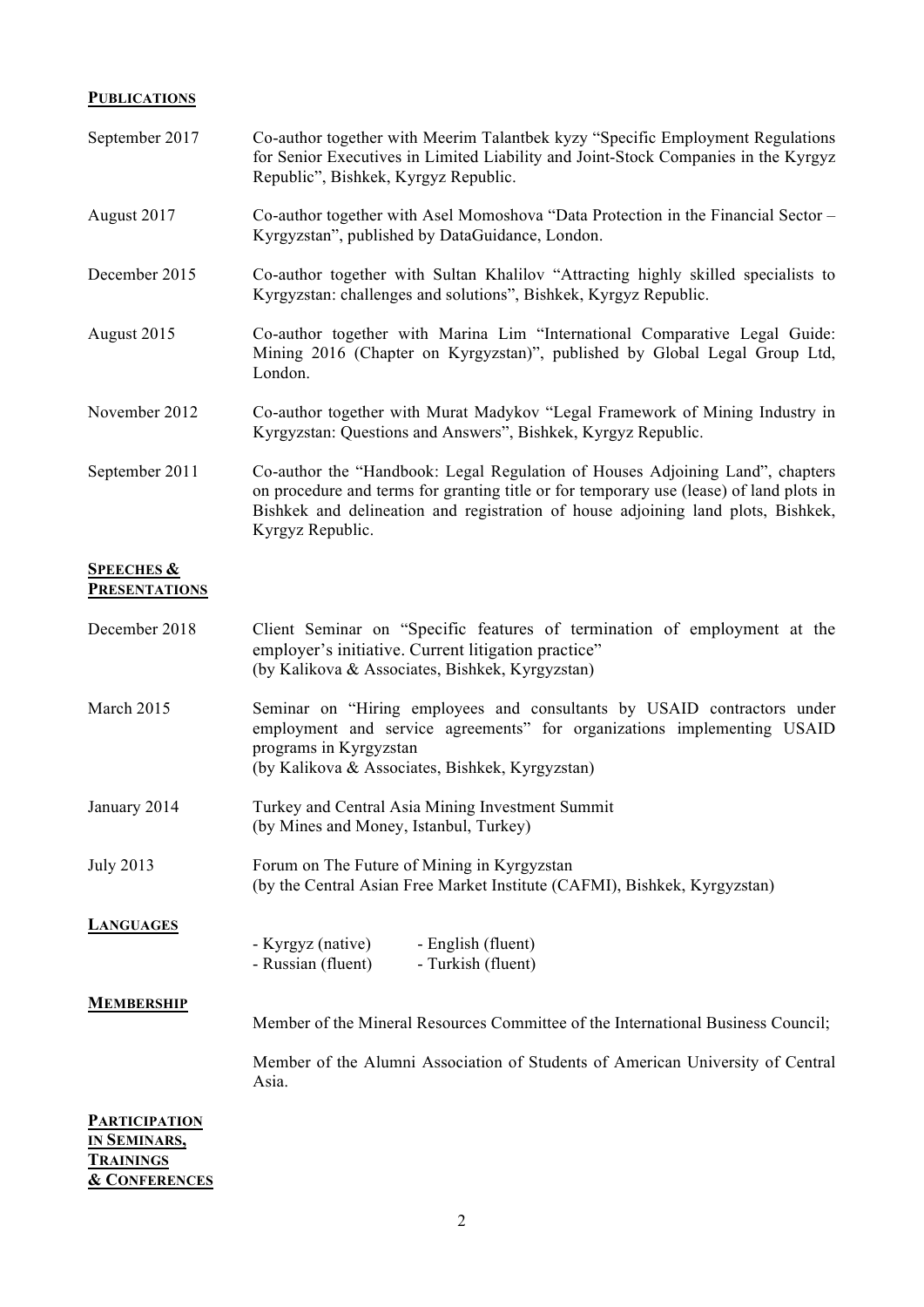## **Publications**

**September 2017** — Co-author together with Meerim Talantbek kyzy "Specific Employment Regulations for Senior Executives in Limited Liability and Joint-Stock Companies in the Kyrgyz Republic", Bishkek, Kyrgyz Republic.

**August 2017** — Co-author together with Asel Momoshova "Data Protection in the Financial Sector – Kyrgyzstan", published by DataGuidance, London.

**December 2015** — Co-author together with Sultan Khalilov "Attracting highly skilled specialists to Kyrgyzstan: challenges and solutions", Bishkek, Kyrgyz Republic.

**August 2015** — Co-author together with Marina Lim "International Comparative Legal Guide: Mining 2016 (Chapter on Kyrgyzstan)", published by Global Legal Group Ltd, London.

**November 2012** — Co-author together with Murat Madykov "Legal Framework of Mining Industry in Kyrgyzstan: Questions and Answers", Bishkek, Kyrgyz Republic.

**September 2011** — Co-author the "Handbook: Legal Regulation of Houses Adjoining Land", chapters on procedure and terms for granting title or for temporary use (lease) of land plots in Bishkek and delineation and registration of house adjoining land plots, Bishkek, Kyrgyz Republic.

## **Speeches & Presentations**

**December 2018** — Client Seminar on "Specific features of termination of employment at the employer's initiative. Current litigation practice"
(by Kalikova & Associates, Bishkek, Kyrgyzstan)

**March 2015** — Seminar on "Hiring employees and consultants by USAID contractors under employment and service agreements" for organizations implementing USAID programs in Kyrgyzstan
(by Kalikova & Associates, Bishkek, Kyrgyzstan)

**January 2014** — Turkey and Central Asia Mining Investment Summit
(by Mines and Money, Istanbul, Turkey)

**July 2013** — Forum on The Future of Mining in Kyrgyzstan
(by the Central Asian Free Market Institute (CAFMI), Bishkek, Kyrgyzstan)

## **Languages**

- Kyrgyz (native)
- Russian (fluent)
- English (fluent)
- Turkish (fluent)

## **Membership**

Member of the Mineral Resources Committee of the International Business Council;

Member of the Alumni Association of Students of American University of Central Asia.

## **Participation in Seminars, Trainings & Conferences**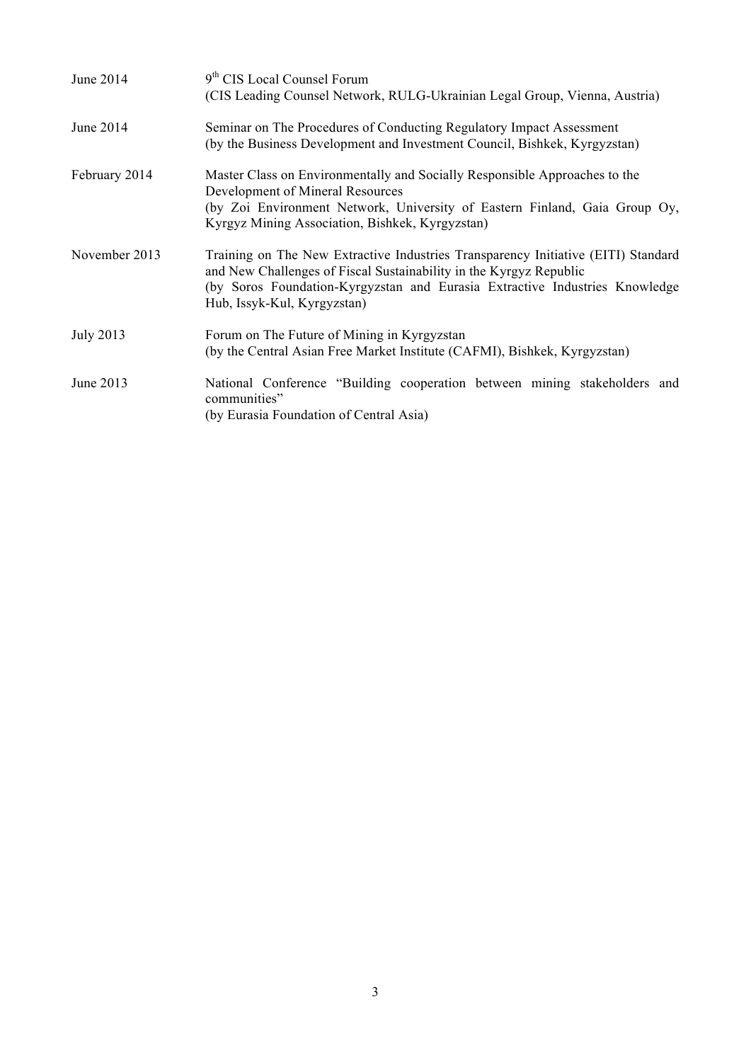| | |
|---|---|
| June 2014 | 9th CIS Local Counsel Forum<br>(CIS Leading Counsel Network, RULG-Ukrainian Legal Group, Vienna, Austria) |
| June 2014 | Seminar on The Procedures of Conducting Regulatory Impact Assessment<br>(by the Business Development and Investment Council, Bishkek, Kyrgyzstan) |
| February 2014 | Master Class on Environmentally and Socially Responsible Approaches to the Development of Mineral Resources<br>(by Zoi Environment Network, University of Eastern Finland, Gaia Group Oy, Kyrgyz Mining Association, Bishkek, Kyrgyzstan) |
| November 2013 | Training on The New Extractive Industries Transparency Initiative (EITI) Standard and New Challenges of Fiscal Sustainability in the Kyrgyz Republic<br>(by Soros Foundation-Kyrgyzstan and Eurasia Extractive Industries Knowledge Hub, Issyk-Kul, Kyrgyzstan) |
| July 2013 | Forum on The Future of Mining in Kyrgyzstan<br>(by the Central Asian Free Market Institute (CAFMI), Bishkek, Kyrgyzstan) |
| June 2013 | National Conference "Building cooperation between mining stakeholders and communities"<br>(by Eurasia Foundation of Central Asia) |